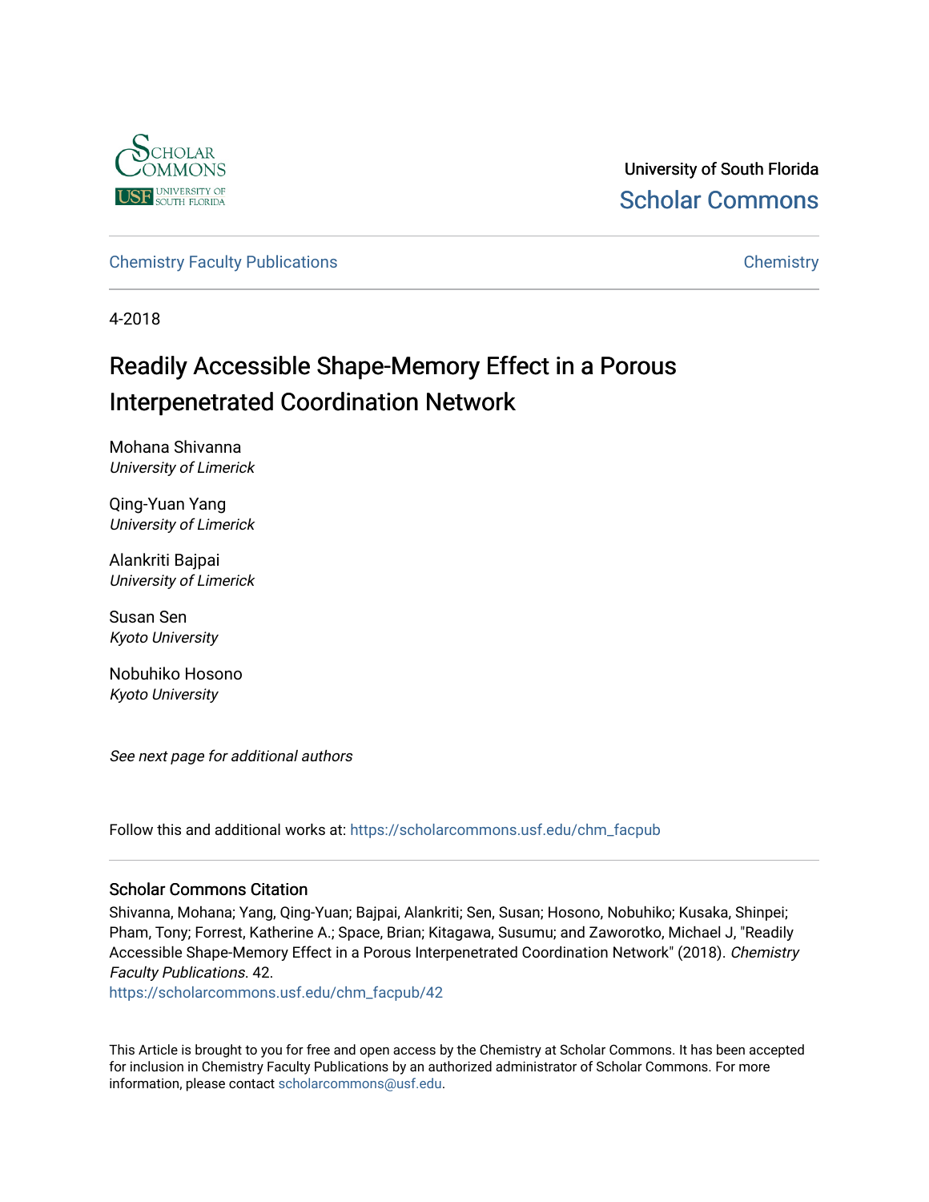University of South Florida

Scholar Commons

Chemistry Faculty Publications

Chemistry

4-2018

# Readily Accessible Shape-Memory Effect in a Porous Interpenetrated Coordination Network

Mohana Shivanna
*University of Limerick*

Qing-Yuan Yang
*University of Limerick*

Alankriti Bajpai
*University of Limerick*

Susan Sen
*Kyoto University*

Nobuhiko Hosono
*Kyoto University*

*See next page for additional authors*

Follow this and additional works at: https://scholarcommons.usf.edu/chm_facpub

## Scholar Commons Citation

Shivanna, Mohana; Yang, Qing-Yuan; Bajpai, Alankriti; Sen, Susan; Hosono, Nobuhiko; Kusaka, Shinpei; Pham, Tony; Forrest, Katherine A.; Space, Brian; Kitagawa, Susumu; and Zaworotko, Michael J, "Readily Accessible Shape-Memory Effect in a Porous Interpenetrated Coordination Network" (2018). *Chemistry Faculty Publications*. 42.
https://scholarcommons.usf.edu/chm_facpub/42

This Article is brought to you for free and open access by the Chemistry at Scholar Commons. It has been accepted for inclusion in Chemistry Faculty Publications by an authorized administrator of Scholar Commons. For more information, please contact scholarcommons@usf.edu.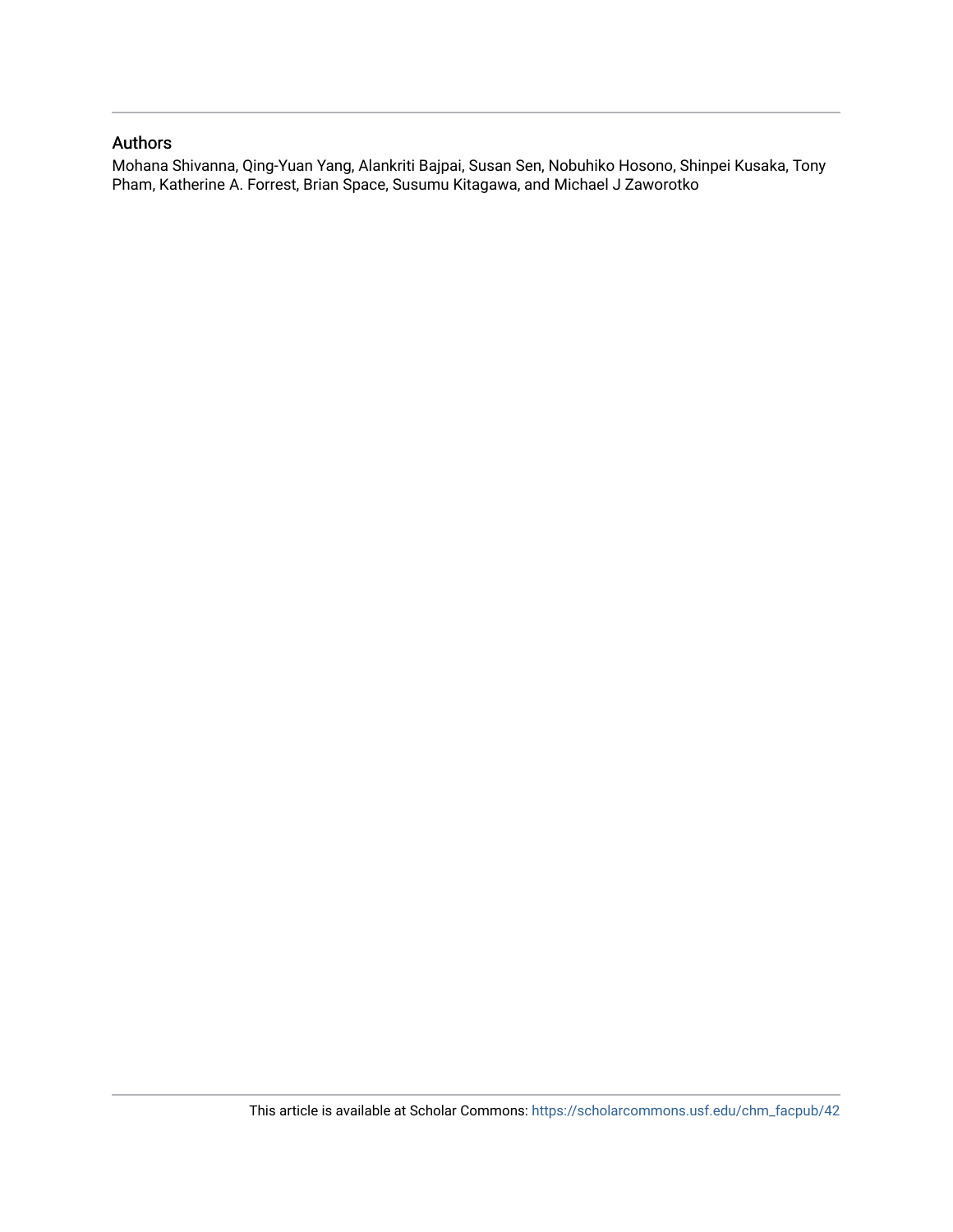## Authors

Mohana Shivanna, Qing-Yuan Yang, Alankriti Bajpai, Susan Sen, Nobuhiko Hosono, Shinpei Kusaka, Tony Pham, Katherine A. Forrest, Brian Space, Susumu Kitagawa, and Michael J Zaworotko

This article is available at Scholar Commons: https://scholarcommons.usf.edu/chm_facpub/42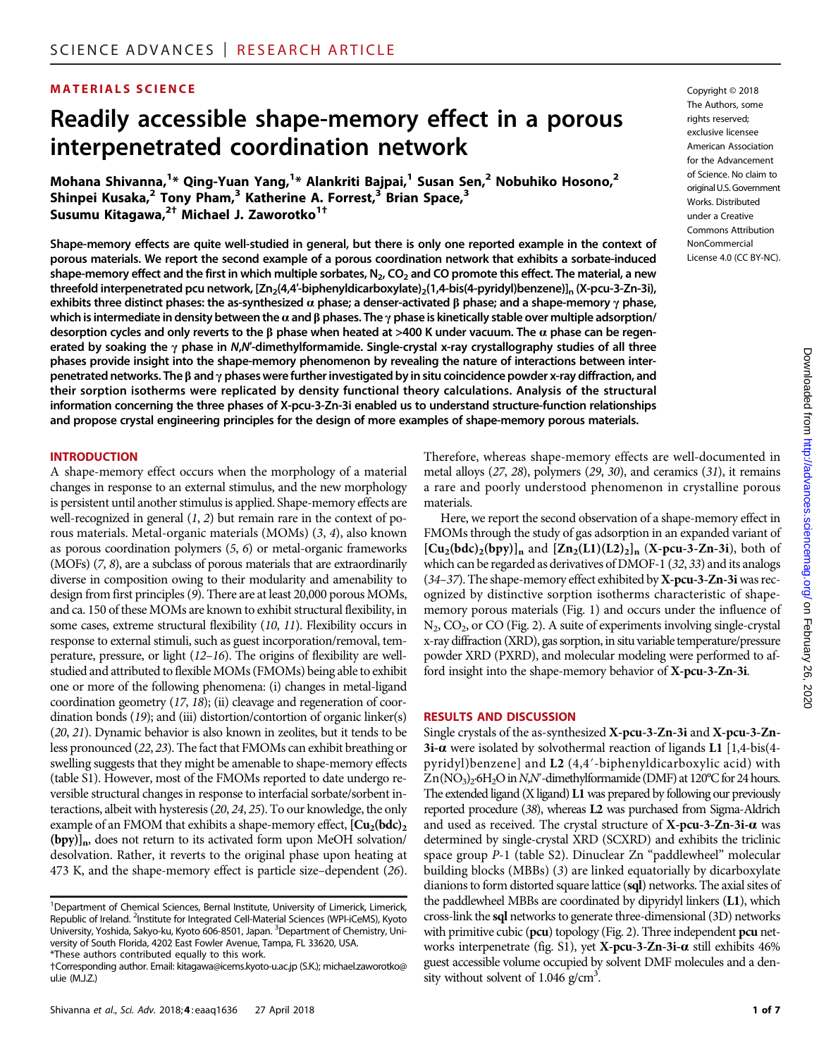MATERIALS SCIENCE

# Readily accessible shape-memory effect in a porous interpenetrated coordination network

**Mohana Shivanna,[1]* Qing-Yuan Yang,[1]* Alankriti Bajpai,[1] Susan Sen,[2] Nobuhiko Hosono,[2] Shinpei Kusaka,[2] Tony Pham,[3] Katherine A. Forrest,[3] Brian Space,[3] Susumu Kitagawa,[2]† Michael J. Zaworotko[1]†**

Copyright © 2018 The Authors, some rights reserved; exclusive licensee American Association for the Advancement of Science. No claim to original U.S. Government Works. Distributed under a Creative Commons Attribution NonCommercial License 4.0 (CC BY-NC).

**Shape-memory effects are quite well-studied in general, but there is only one reported example in the context of porous materials. We report the second example of a porous coordination network that exhibits a sorbate-induced shape-memory effect and the first in which multiple sorbates, $N_2$, $CO_2$ and CO promote this effect. The material, a new threefold interpenetrated pcu network, $[Zn_2(4,4'\text{-biphenyldicarboxylate})_2(1,4\text{-bis(4-pyridyl)benzene})]_n$ (X-pcu-3-Zn-3i), exhibits three distinct phases: the as-synthesized α phase; a denser-activated β phase; and a shape-memory γ phase, which is intermediate in density between the α and β phases. The γ phase is kinetically stable over multiple adsorption/desorption cycles and only reverts to the β phase when heated at >400 K under vacuum. The α phase can be regenerated by soaking the γ phase in *N,N'*-dimethylformamide. Single-crystal x-ray crystallography studies of all three phases provide insight into the shape-memory phenomenon by revealing the nature of interactions between interpenetrated networks. The β and γ phases were further investigated by in situ coincidence powder x-ray diffraction, and their sorption isotherms were replicated by density functional theory calculations. Analysis of the structural information concerning the three phases of X-pcu-3-Zn-3i enabled us to understand structure-function relationships and propose crystal engineering principles for the design of more examples of shape-memory porous materials.**

## INTRODUCTION

A shape-memory effect occurs when the morphology of a material changes in response to an external stimulus, and the new morphology is persistent until another stimulus is applied. Shape-memory effects are well-recognized in general (*1*, *2*) but remain rare in the context of porous materials. Metal-organic materials (MOMs) (*3*, *4*), also known as porous coordination polymers (*5*, *6*) or metal-organic frameworks (MOFs) (*7*, *8*), are a subclass of porous materials that are extraordinarily diverse in composition owing to their modularity and amenability to design from first principles (*9*). There are at least 20,000 porous MOMs, and ca. 150 of these MOMs are known to exhibit structural flexibility, in some cases, extreme structural flexibility (*10*, *11*). Flexibility occurs in response to external stimuli, such as guest incorporation/removal, temperature, pressure, or light (*12*–*16*). The origins of flexibility are well-studied and attributed to flexible MOMs (FMOMs) being able to exhibit one or more of the following phenomena: (i) changes in metal-ligand coordination geometry (*17*, *18*); (ii) cleavage and regeneration of coordination bonds (*19*); and (iii) distortion/contortion of organic linker(s) (*20*, *21*). Dynamic behavior is also known in zeolites, but it tends to be less pronounced (*22*, *23*). The fact that FMOMs can exhibit breathing or swelling suggests that they might be amenable to shape-memory effects (table S1). However, most of the FMOMs reported to date undergo reversible structural changes in response to interfacial sorbate/sorbent interactions, albeit with hysteresis (*20*, *24*, *25*). To our knowledge, the only example of an FMOM that exhibits a shape-memory effect, $[Cu_2(bdc)_2(bpy)]_n$, does not return to its activated form upon MeOH solvation/desolvation. Rather, it reverts to the original phase upon heating at 473 K, and the shape-memory effect is particle size–dependent (*26*). Therefore, whereas shape-memory effects are well-documented in metal alloys (*27*, *28*), polymers (*29*, *30*), and ceramics (*31*), it remains a rare and poorly understood phenomenon in crystalline porous materials.

Here, we report the second observation of a shape-memory effect in FMOMs through the study of gas adsorption in an expanded variant of $[Cu_2(bdc)_2(bpy)]_n$ and $[Zn_2(L1)(L2)_2]_n$ (**X-pcu-3-Zn-3i**), both of which can be regarded as derivatives of DMOF-1 (*32*, *33*) and its analogs (*34*–*37*). The shape-memory effect exhibited by **X-pcu-3-Zn-3i** was recognized by distinctive sorption isotherms characteristic of shape-memory porous materials (Fig. 1) and occurs under the influence of $N_2$, $CO_2$, or CO (Fig. 2). A suite of experiments involving single-crystal x-ray diffraction (XRD), gas sorption, in situ variable temperature/pressure powder XRD (PXRD), and molecular modeling were performed to afford insight into the shape-memory behavior of **X-pcu-3-Zn-3i**.

## RESULTS AND DISCUSSION

Single crystals of the as-synthesized **X-pcu-3-Zn-3i** and **X-pcu-3-Zn-3i-α** were isolated by solvothermal reaction of ligands **L1** [1,4-bis(4-pyridyl)benzene] and **L2** (4,4′-biphenyldicarboxylic acid) with $Zn(NO_3)_2 \cdot 6H_2O$ in *N,N'*-dimethylformamide (DMF) at 120°C for 24 hours. The extended ligand (X ligand) **L1** was prepared by following our previously reported procedure (*38*), whereas **L2** was purchased from Sigma-Aldrich and used as received. The crystal structure of **X-pcu-3-Zn-3i-α** was determined by single-crystal XRD (SCXRD) and exhibits the triclinic space group *P*-1 (table S2). Dinuclear Zn "paddlewheel" molecular building blocks (MBBs) (*3*) are linked equatorially by dicarboxylate dianions to form distorted square lattice (**sql**) networks. The axial sites of the paddlewheel MBBs are coordinated by dipyridyl linkers (**L1**), which cross-link the **sql** networks to generate three-dimensional (3D) networks with primitive cubic (**pcu**) topology (Fig. 2). Three independent **pcu** networks interpenetrate (fig. S1), yet **X-pcu-3-Zn-3i-α** still exhibits 46% guest accessible volume occupied by solvent DMF molecules and a density without solvent of 1.046 g/cm$^3$.

[1]Department of Chemical Sciences, Bernal Institute, University of Limerick, Limerick, Republic of Ireland. [2]Institute for Integrated Cell-Material Sciences (WPI-iCeMS), Kyoto University, Yoshida, Sakyo-ku, Kyoto 606-8501, Japan. [3]Department of Chemistry, University of South Florida, 4202 East Fowler Avenue, Tampa, FL 33620, USA.
*These authors contributed equally to this work.
†Corresponding author. Email: kitagawa@icems.kyoto-u.ac.jp (S.K.); michael.zaworotko@ul.ie (M.J.Z.)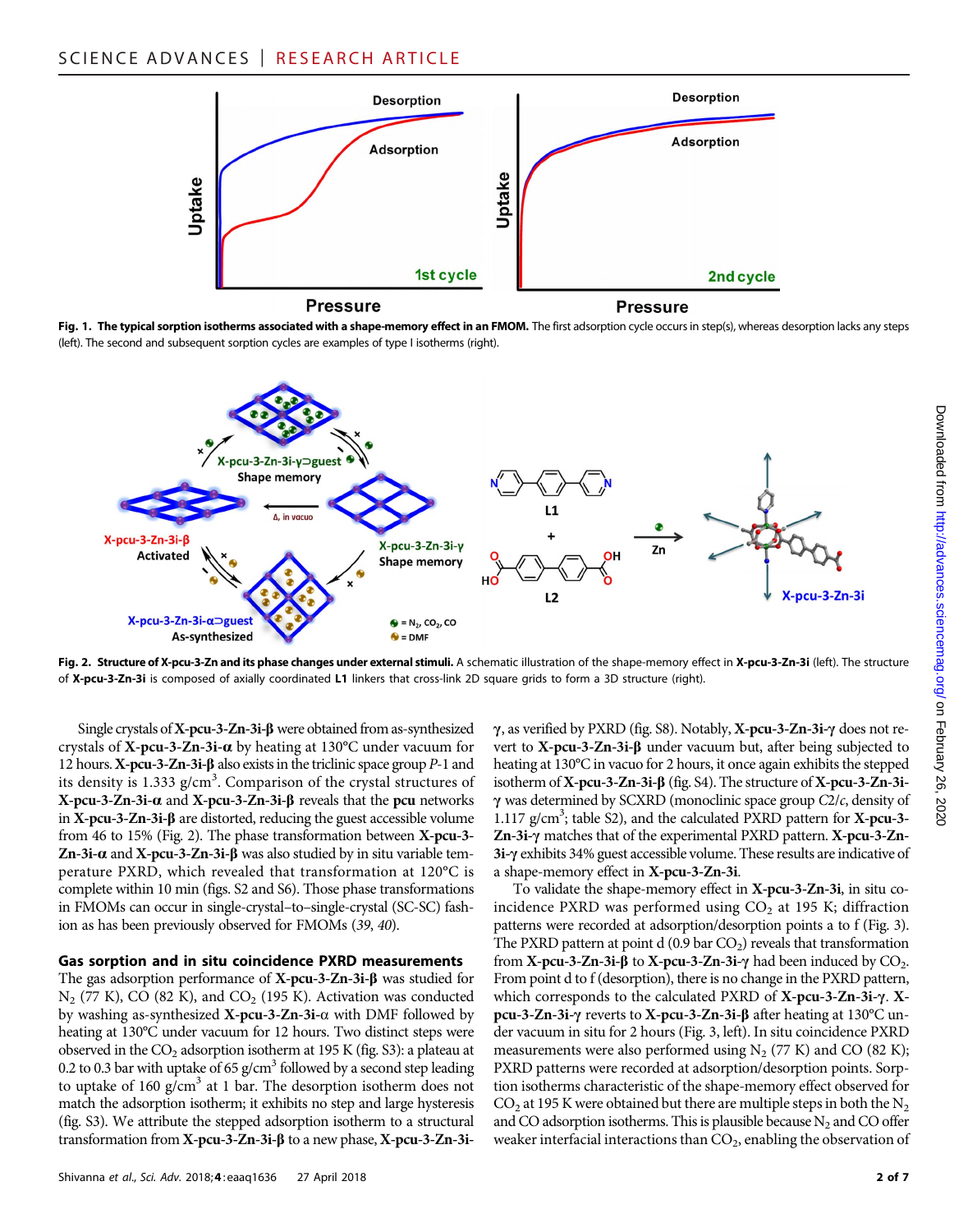**Fig. 1. The typical sorption isotherms associated with a shape-memory effect in an FMOM.** The first adsorption cycle occurs in step(s), whereas desorption lacks any steps (left). The second and subsequent sorption cycles are examples of type I isotherms (right).

**Fig. 2. Structure of X-pcu-3-Zn and its phase changes under external stimuli.** A schematic illustration of the shape-memory effect in **X-pcu-3-Zn-3i** (left). The structure of **X-pcu-3-Zn-3i** is composed of axially coordinated **L1** linkers that cross-link 2D square grids to form a 3D structure (right).

Single crystals of **X-pcu-3-Zn-3i-β** were obtained from as-synthesized crystals of **X-pcu-3-Zn-3i-α** by heating at 130°C under vacuum for 12 hours. **X-pcu-3-Zn-3i-β** also exists in the triclinic space group *P*-1 and its density is 1.333 g/cm$^3$. Comparison of the crystal structures of **X-pcu-3-Zn-3i-α** and **X-pcu-3-Zn-3i-β** reveals that the **pcu** networks in **X-pcu-3-Zn-3i-β** are distorted, reducing the guest accessible volume from 46 to 15% (Fig. 2). The phase transformation between **X-pcu-3-Zn-3i-α** and **X-pcu-3-Zn-3i-β** was also studied by in situ variable temperature PXRD, which revealed that transformation at 120°C is complete within 10 min (figs. S2 and S6). Those phase transformations in FMOMs can occur in single-crystal–to–single-crystal (SC-SC) fashion as has been previously observed for FMOMs (*39*, *40*).

### Gas sorption and in situ coincidence PXRD measurements

The gas adsorption performance of **X-pcu-3-Zn-3i-β** was studied for $N_2$ (77 K), CO (82 K), and $CO_2$ (195 K). Activation was conducted by washing as-synthesized **X-pcu-3-Zn-3i-α** with DMF followed by heating at 130°C under vacuum for 12 hours. Two distinct steps were observed in the $CO_2$ adsorption isotherm at 195 K (fig. S3): a plateau at 0.2 to 0.3 bar with uptake of 65 g/cm$^3$ followed by a second step leading to uptake of 160 g/cm$^3$ at 1 bar. The desorption isotherm does not match the adsorption isotherm; it exhibits no step and large hysteresis (fig. S3). We attribute the stepped adsorption isotherm to a structural transformation from **X-pcu-3-Zn-3i-β** to a new phase, **X-pcu-3-Zn-3i-γ**, as verified by PXRD (fig. S8). Notably, **X-pcu-3-Zn-3i-γ** does not revert to **X-pcu-3-Zn-3i-β** under vacuum but, after being subjected to heating at 130°C in vacuo for 2 hours, it once again exhibits the stepped isotherm of **X-pcu-3-Zn-3i-β** (fig. S4). The structure of **X-pcu-3-Zn-3i-γ** was determined by SCXRD (monoclinic space group *C*2/*c*, density of 1.117 g/cm$^3$; table S2), and the calculated PXRD pattern for **X-pcu-3-Zn-3i-γ** matches that of the experimental PXRD pattern. **X-pcu-3-Zn-3i-γ** exhibits 34% guest accessible volume. These results are indicative of a shape-memory effect in **X-pcu-3-Zn-3i**.

To validate the shape-memory effect in **X-pcu-3-Zn-3i**, in situ coincidence PXRD was performed using $CO_2$ at 195 K; diffraction patterns were recorded at adsorption/desorption points a to f (Fig. 3). The PXRD pattern at point d (0.9 bar $CO_2$) reveals that transformation from **X-pcu-3-Zn-3i-β** to **X-pcu-3-Zn-3i-γ** had been induced by $CO_2$. From point d to f (desorption), there is no change in the PXRD pattern, which corresponds to the calculated PXRD of **X-pcu-3-Zn-3i-γ**. **X-pcu-3-Zn-3i-γ** reverts to **X-pcu-3-Zn-3i-β** after heating at 130°C under vacuum in situ for 2 hours (Fig. 3, left). In situ coincidence PXRD measurements were also performed using $N_2$ (77 K) and CO (82 K); PXRD patterns were recorded at adsorption/desorption points. Sorption isotherms characteristic of the shape-memory effect observed for $CO_2$ at 195 K were obtained but there are multiple steps in both the $N_2$ and CO adsorption isotherms. This is plausible because $N_2$ and CO offer weaker interfacial interactions than $CO_2$, enabling the observation of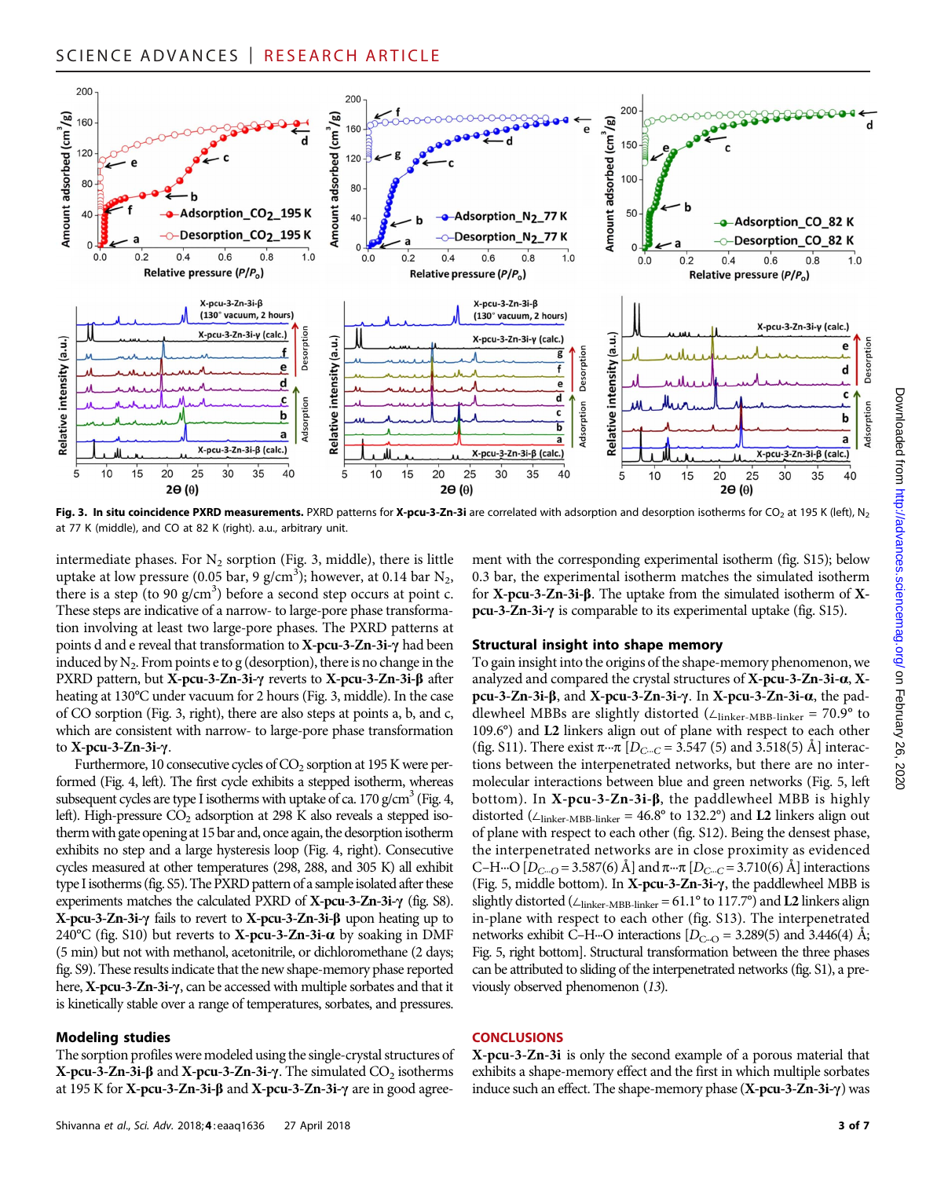**Fig. 3. In situ coincidence PXRD measurements.** PXRD patterns for **X-pcu-3-Zn-3i** are correlated with adsorption and desorption isotherms for $CO_2$ at 195 K (left), $N_2$ at 77 K (middle), and CO at 82 K (right). a.u., arbitrary unit.

intermediate phases. For $N_2$ sorption (Fig. 3, middle), there is little uptake at low pressure (0.05 bar, 9 g/cm$^3$); however, at 0.14 bar $N_2$, there is a step (to 90 g/cm$^3$) before a second step occurs at point c. These steps are indicative of a narrow- to large-pore phase transformation involving at least two large-pore phases. The PXRD patterns at points d and e reveal that transformation to **X-pcu-3-Zn-3i-γ** had been induced by $N_2$. From points e to g (desorption), there is no change in the PXRD pattern, but **X-pcu-3-Zn-3i-γ** reverts to **X-pcu-3-Zn-3i-β** after heating at 130°C under vacuum for 2 hours (Fig. 3, middle). In the case of CO sorption (Fig. 3, right), there are also steps at points a, b, and c, which are consistent with narrow- to large-pore phase transformation to **X-pcu-3-Zn-3i-γ**.

Furthermore, 10 consecutive cycles of $CO_2$ sorption at 195 K were performed (Fig. 4, left). The first cycle exhibits a stepped isotherm, whereas subsequent cycles are type I isotherms with uptake of ca. 170 g/cm$^3$ (Fig. 4, left). High-pressure $CO_2$ adsorption at 298 K also reveals a stepped isotherm with gate opening at 15 bar and, once again, the desorption isotherm exhibits no step and a large hysteresis loop (Fig. 4, right). Consecutive cycles measured at other temperatures (298, 288, and 305 K) all exhibit type I isotherms (fig. S5). The PXRD pattern of a sample isolated after these experiments matches the calculated PXRD of **X-pcu-3-Zn-3i-γ** (fig. S8). **X-pcu-3-Zn-3i-γ** fails to revert to **X-pcu-3-Zn-3i-β** upon heating up to 240°C (fig. S10) but reverts to **X-pcu-3-Zn-3i-α** by soaking in DMF (5 min) but not with methanol, acetonitrile, or dichloromethane (2 days; fig. S9). These results indicate that the new shape-memory phase reported here, **X-pcu-3-Zn-3i-γ**, can be accessed with multiple sorbates and that it is kinetically stable over a range of temperatures, sorbates, and pressures.

## Modeling studies

The sorption profiles were modeled using the single-crystal structures of **X-pcu-3-Zn-3i-β** and **X-pcu-3-Zn-3i-γ**. The simulated $CO_2$ isotherms at 195 K for **X-pcu-3-Zn-3i-β** and **X-pcu-3-Zn-3i-γ** are in good agreement with the corresponding experimental isotherm (fig. S15); below 0.3 bar, the experimental isotherm matches the simulated isotherm for **X-pcu-3-Zn-3i-β**. The uptake from the simulated isotherm of **X-pcu-3-Zn-3i-γ** is comparable to its experimental uptake (fig. S15).

## Structural insight into shape memory

To gain insight into the origins of the shape-memory phenomenon, we analyzed and compared the crystal structures of **X-pcu-3-Zn-3i-α**, **X-pcu-3-Zn-3i-β**, and **X-pcu-3-Zn-3i-γ**. In **X-pcu-3-Zn-3i-α**, the paddlewheel MBBs are slightly distorted ($\angle_{\text{linker-MBB-linker}}$ = 70.9° to 109.6°) and **L2** linkers align out of plane with respect to each other (fig. S11). There exist π···π [$D_{C\cdots C}$ = 3.547 (5) and 3.518(5) Å] interactions between the interpenetrated networks, but there are no intermolecular interactions between blue and green networks (Fig. 5, left bottom). In **X-pcu-3-Zn-3i-β**, the paddlewheel MBB is highly distorted ($\angle_{\text{linker-MBB-linker}}$ = 46.8° to 132.2°) and **L2** linkers align out of plane with respect to each other (fig. S12). Being the densest phase, the interpenetrated networks are in close proximity as evidenced C–H···O [$D_{C\cdots O}$ = 3.587(6) Å] and π···π [$D_{C\cdots C}$ = 3.710(6) Å] interactions (Fig. 5, middle bottom). In **X-pcu-3-Zn-3i-γ**, the paddlewheel MBB is slightly distorted ($\angle_{\text{linker-MBB-linker}}$ = 61.1° to 117.7°) and **L2** linkers align in-plane with respect to each other (fig. S13). The interpenetrated networks exhibit C–H···O interactions [$D_{C\text{-}O}$ = 3.289(5) and 3.446(4) Å; Fig. 5, right bottom]. Structural transformation between the three phases can be attributed to sliding of the interpenetrated networks (fig. S1), a previously observed phenomenon (*13*).

## CONCLUSIONS

**X-pcu-3-Zn-3i** is only the second example of a porous material that exhibits a shape-memory effect and the first in which multiple sorbates induce such an effect. The shape-memory phase (**X-pcu-3-Zn-3i-γ**) was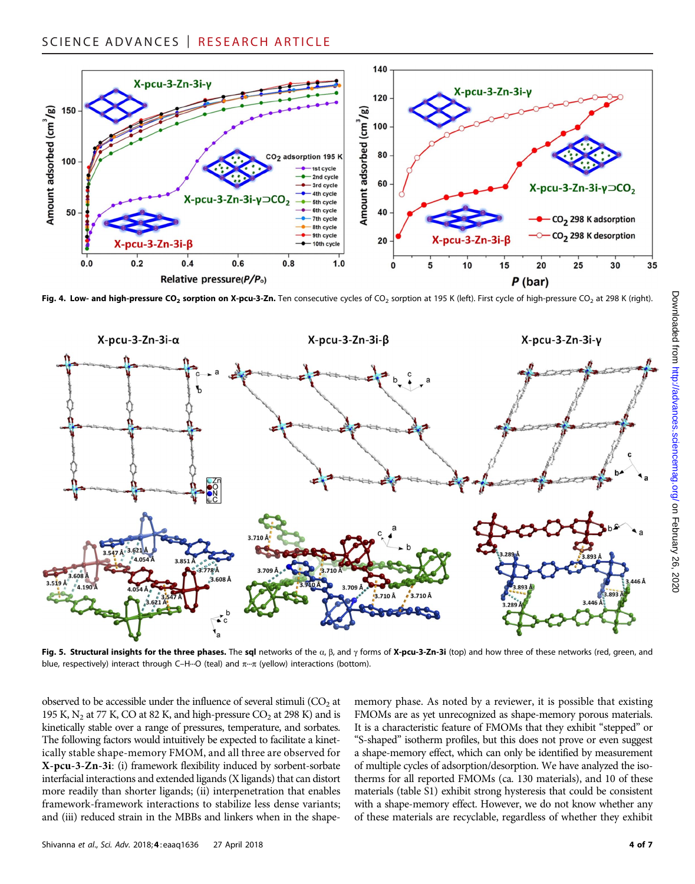**Fig. 4. Low- and high-pressure $CO_2$ sorption on X-pcu-3-Zn.** Ten consecutive cycles of $CO_2$ sorption at 195 K (left). First cycle of high-pressure $CO_2$ at 298 K (right).

**Fig. 5. Structural insights for the three phases.** The **sql** networks of the α, β, and γ forms of **X-pcu-3-Zn-3i** (top) and how three of these networks (red, green, and blue, respectively) interact through C–H···O (teal) and π···π (yellow) interactions (bottom).

observed to be accessible under the influence of several stimuli ($CO_2$ at 195 K, $N_2$ at 77 K, CO at 82 K, and high-pressure $CO_2$ at 298 K) and is kinetically stable over a range of pressures, temperature, and sorbates. The following factors would intuitively be expected to facilitate a kinetically stable shape-memory FMOM, and all three are observed for **X-pcu-3-Zn-3i**: (i) framework flexibility induced by sorbent-sorbate interfacial interactions and extended ligands (X ligands) that can distort more readily than shorter ligands; (ii) interpenetration that enables framework-framework interactions to stabilize less dense variants; and (iii) reduced strain in the MBBs and linkers when in the shape-memory phase. As noted by a reviewer, it is possible that existing FMOMs are as yet unrecognized as shape-memory porous materials. It is a characteristic feature of FMOMs that they exhibit "stepped" or "S-shaped" isotherm profiles, but this does not prove or even suggest a shape-memory effect, which can only be identified by measurement of multiple cycles of adsorption/desorption. We have analyzed the isotherms for all reported FMOMs (ca. 130 materials), and 10 of these materials (table S1) exhibit strong hysteresis that could be consistent with a shape-memory effect. However, we do not know whether any of these materials are recyclable, regardless of whether they exhibit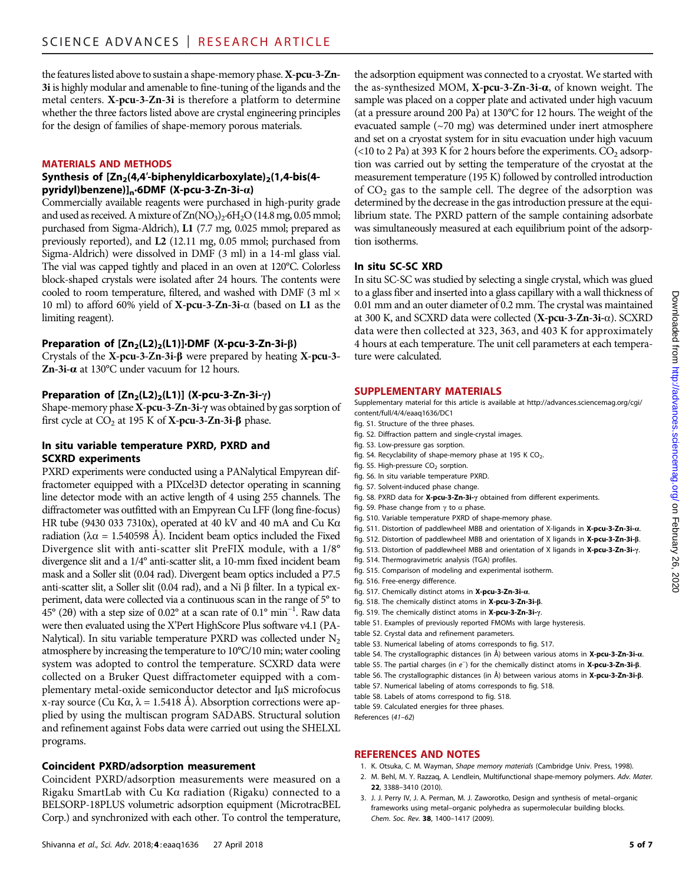the features listed above to sustain a shape-memory phase. **X-pcu-3-Zn-3i** is highly modular and amenable to fine-tuning of the ligands and the metal centers. **X-pcu-3-Zn-3i** is therefore a platform to determine whether the three factors listed above are crystal engineering principles for the design of families of shape-memory porous materials.

## MATERIALS AND METHODS

### Synthesis of $[Zn_2(4,4'\text{-biphenyldicarboxylate})_2(1,4\text{-bis}(4\text{-pyridyl})\text{benzene})]_n \cdot 6DMF$ (X-pcu-3-Zn-3i-α)

Commercially available reagents were purchased in high-purity grade and used as received. A mixture of $Zn(NO_3)_2 \cdot 6H_2O$ (14.8 mg, 0.05 mmol; purchased from Sigma-Aldrich), **L1** (7.7 mg, 0.025 mmol; prepared as previously reported), and **L2** (12.11 mg, 0.05 mmol; purchased from Sigma-Aldrich) were dissolved in DMF (3 ml) in a 14-ml glass vial. The vial was capped tightly and placed in an oven at 120°C. Colorless block-shaped crystals were isolated after 24 hours. The contents were cooled to room temperature, filtered, and washed with DMF (3 ml × 10 ml) to afford 60% yield of **X-pcu-3-Zn-3i-α** (based on **L1** as the limiting reagent).

### Preparation of $[Zn_2(L2)_2(L1)] \cdot DMF$ (X-pcu-3-Zn-3i-β)

Crystals of the **X-pcu-3-Zn-3i-β** were prepared by heating **X-pcu-3-Zn-3i-α** at 130°C under vacuum for 12 hours.

### Preparation of $[Zn_2(L2)_2(L1)]$ (X-pcu-3-Zn-3i-γ)

Shape-memory phase **X-pcu-3-Zn-3i-γ** was obtained by gas sorption of first cycle at $CO_2$ at 195 K of **X-pcu-3-Zn-3i-β** phase.

### In situ variable temperature PXRD, PXRD and SCXRD experiments

PXRD experiments were conducted using a PANalytical Empyrean diffractometer equipped with a PIXcel3D detector operating in scanning line detector mode with an active length of 4 using 255 channels. The diffractometer was outfitted with an Empyrean Cu LFF (long fine-focus) HR tube (9430 033 7310x), operated at 40 kV and 40 mA and Cu Kα radiation ($\lambda\alpha$ = 1.540598 Å). Incident beam optics included the Fixed Divergence slit with anti-scatter slit PreFIX module, with a 1/8° divergence slit and a 1/4° anti-scatter slit, a 10-mm fixed incident beam mask and a Soller slit (0.04 rad). Divergent beam optics included a P7.5 anti-scatter slit, a Soller slit (0.04 rad), and a Ni β filter. In a typical experiment, data were collected via a continuous scan in the range of 5° to 45° (2θ) with a step size of 0.02° at a scan rate of 0.1° $min^{-1}$. Raw data were then evaluated using the X'Pert HighScore Plus software v4.1 (PANalytical). In situ variable temperature PXRD was collected under $N_2$ atmosphere by increasing the temperature to 10°C/10 min; water cooling system was adopted to control the temperature. SCXRD data were collected on a Bruker Quest diffractometer equipped with a complementary metal-oxide semiconductor detector and IμS microfocus x-ray source (Cu Kα, λ = 1.5418 Å). Absorption corrections were applied by using the multiscan program SADABS. Structural solution and refinement against Fobs data were carried out using the SHELXL programs.

### Coincident PXRD/adsorption measurement

Coincident PXRD/adsorption measurements were measured on a Rigaku SmartLab with Cu Kα radiation (Rigaku) connected to a BELSORP-18PLUS volumetric adsorption equipment (MicrotracBEL Corp.) and synchronized with each other. To control the temperature, the adsorption equipment was connected to a cryostat. We started with the as-synthesized MOM, **X-pcu-3-Zn-3i-α**, of known weight. The sample was placed on a copper plate and activated under high vacuum (at a pressure around 200 Pa) at 130°C for 12 hours. The weight of the evacuated sample (~70 mg) was determined under inert atmosphere and set on a cryostat system for in situ evacuation under high vacuum (<10 to 2 Pa) at 393 K for 2 hours before the experiments. $CO_2$ adsorption was carried out by setting the temperature of the cryostat at the measurement temperature (195 K) followed by controlled introduction of $CO_2$ gas to the sample cell. The degree of the adsorption was determined by the decrease in the gas introduction pressure at the equilibrium state. The PXRD pattern of the sample containing adsorbate was simultaneously measured at each equilibrium point of the adsorption isotherms.

### In situ SC-SC XRD

In situ SC-SC was studied by selecting a single crystal, which was glued to a glass fiber and inserted into a glass capillary with a wall thickness of 0.01 mm and an outer diameter of 0.2 mm. The crystal was maintained at 300 K, and SCXRD data were collected (**X-pcu-3-Zn-3i-α**). SCXRD data were then collected at 323, 363, and 403 K for approximately 4 hours at each temperature. The unit cell parameters at each temperature were calculated.

## SUPPLEMENTARY MATERIALS

Supplementary material for this article is available at http://advances.sciencemag.org/cgi/content/full/4/4/eaaq1636/DC1

fig. S1. Structure of the three phases.
fig. S2. Diffraction pattern and single-crystal images.
fig. S3. Low-pressure gas sorption.
fig. S4. Recyclability of shape-memory phase at 195 K $CO_2$.
fig. S5. High-pressure $CO_2$ sorption.
fig. S6. In situ variable temperature PXRD.
fig. S7. Solvent-induced phase change.
fig. S8. PXRD data for **X-pcu-3-Zn-3i-γ** obtained from different experiments.
fig. S9. Phase change from γ to α phase.
fig. S10. Variable temperature PXRD of shape-memory phase.
fig. S11. Distortion of paddlewheel MBB and orientation of X-ligands in **X-pcu-3-Zn-3i-α**.
fig. S12. Distortion of paddlewheel MBB and orientation of X ligands in **X-pcu-3-Zn-3i-β**.
fig. S13. Distortion of paddlewheel MBB and orientation of X ligands in **X-pcu-3-Zn-3i-γ**.
fig. S14. Thermogravimetric analysis (TGA) profiles.
fig. S15. Comparison of modeling and experimental isotherm.
fig. S16. Free-energy difference.
fig. S17. Chemically distinct atoms in **X-pcu-3-Zn-3i-α**.
fig. S18. The chemically distinct atoms in **X-pcu-3-Zn-3i-β**.
fig. S19. The chemically distinct atoms in **X-pcu-3-Zn-3i-γ**.
table S1. Examples of previously reported FMOMs with large hysteresis.
table S2. Crystal data and refinement parameters.
table S3. Numerical labeling of atoms corresponds to fig. S17.
table S4. The crystallographic distances (in Å) between various atoms in **X-pcu-3-Zn-3i-α**.
table S5. The partial charges (in $e^-$) for the chemically distinct atoms in **X-pcu-3-Zn-3i-β**.
table S6. The crystallographic distances (in Å) between various atoms in **X-pcu-3-Zn-3i-β**.
table S7. Numerical labeling of atoms corresponds to fig. S18.
table S8. Labels of atoms correspond to fig. S18.
table S9. Calculated energies for three phases.
References (41–62)

## REFERENCES AND NOTES

1. K. Otsuka, C. M. Wayman, *Shape memory materials* (Cambridge Univ. Press, 1998).
2. M. Behl, M. Y. Razzaq, A. Lendlein, Multifunctional shape-memory polymers. *Adv. Mater.* **22**, 3388–3410 (2010).
3. J. J. Perry IV, J. A. Perman, M. J. Zaworotko, Design and synthesis of metal–organic frameworks using metal–organic polyhedra as supermolecular building blocks. *Chem. Soc. Rev.* **38**, 1400–1417 (2009).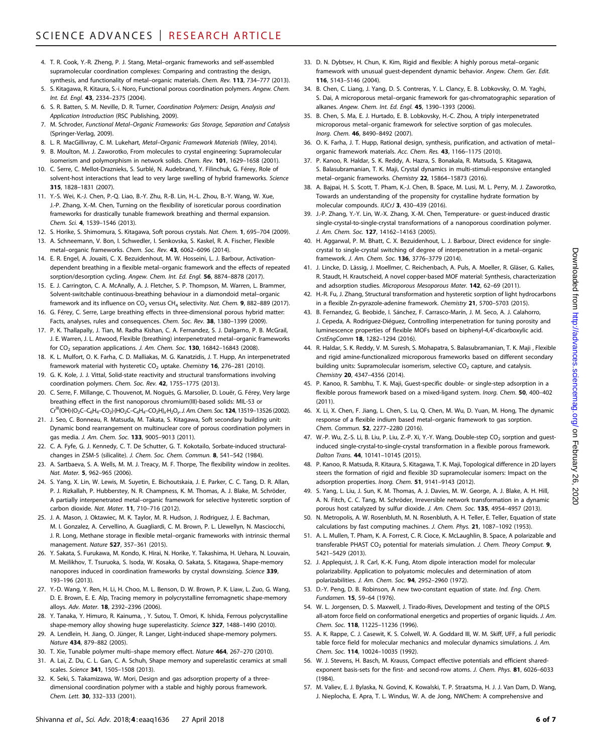4. T. R. Cook, Y.-R. Zheng, P. J. Stang, Metal–organic frameworks and self-assembled supramolecular coordination complexes: Comparing and contrasting the design, synthesis, and functionality of metal–organic materials. *Chem. Rev.* **113**, 734–777 (2013).
5. S. Kitagawa, R. Kitaura, S.-i. Noro, Functional porous coordination polymers. *Angew. Chem. Int. Ed. Engl.* **43**, 2334–2375 (2004).
6. S. R. Batten, S. M. Neville, D. R. Turner, *Coordination Polymers: Design, Analysis and Application Introduction* (RSC Publishing, 2009).
7. M. Schroder, *Functional Metal–Organic Frameworks: Gas Storage, Separation and Catalysis* (Springer-Verlag, 2009).
8. L. R. MacGillivray, C. M. Lukehart, *Metal–Organic Framework Materials* (Wiley, 2014).
9. B. Moulton, M. J. Zaworotko, From molecules to crystal engineering: Supramolecular isomerism and polymorphism in network solids. *Chem. Rev.* **101**, 1629–1658 (2001).
10. C. Serre, C. Mellot-Draznieks, S. Surblé, N. Audebrand, Y. Filinchuk, G. Férey, Role of solvent-host interactions that lead to very large swelling of hybrid frameworks. *Science* **315**, 1828–1831 (2007).
11. Y.-S. Wei, K.-J. Chen, P.-Q. Liao, B.-Y. Zhu, R.-B. Lin, H.-L. Zhou, B.-Y. Wang, W. Xue, J.-P. Zhang, X.-M. Chen, Turning on the flexibility of isoreticular porous coordination frameworks for drastically tunable framework breathing and thermal expansion. *Chem. Sci.* **4**, 1539–1546 (2013).
12. S. Horike, S. Shimomura, S. Kitagawa, Soft porous crystals. *Nat. Chem.* **1**, 695–704 (2009).
13. A. Schneemann, V. Bon, I. Schwedler, I. Senkovska, S. Kaskel, R. A. Fischer, Flexible metal–organic frameworks. *Chem. Soc. Rev.* **43**, 6062–6096 (2014).
14. E. R. Engel, A. Jouaiti, C. X. Bezuidenhout, M. W. Hosseini, L. J. Barbour, Activation-dependent breathing in a flexible metal–organic framework and the effects of repeated sorption/desorption cycling. *Angew. Chem. Int. Ed. Engl.* **56**, 8874–8878 (2017).
15. E. J. Carrington, C. A. McAnally, A. J. Fletcher, S. P. Thompson, M. Warren, L. Brammer, Solvent-switchable continuous-breathing behaviour in a diamondoid metal–organic framework and its influence on $CO_2$ versus $CH_4$ selectivity. *Nat. Chem.* **9**, 882–889 (2017).
16. G. Férey, C. Serre, Large breathing effects in three-dimensional porous hybrid matter: Facts, analyses, rules and consequences. *Chem. Soc. Rev.* **38**, 1380–1399 (2009).
17. P. K. Thallapally, J. Tian, M. Radha Kishan, C. A. Fernandez, S. J. Dalgarno, P. B. McGrail, J. E. Warren, J. L. Atwood, Flexible (breathing) interpenetrated metal–organic frameworks for $CO_2$ separation applications. *J. Am. Chem. Soc.* **130**, 16842–16843 (2008).
18. K. L. Mulfort, O. K. Farha, C. D. Malliakas, M. G. Kanatzidis, J. T. Hupp, An interpenetrated framework material with hysteretic $CO_2$ uptake. *Chemistry* **16**, 276–281 (2010).
19. G. K. Kole, J. J. Vittal, Solid-state reactivity and structural transformations involving coordination polymers. *Chem. Soc. Rev.* **42**, 1755–1775 (2013).
20. C. Serre, F. Millange, C. Thouvenot, M. Noguès, G. Marsolier, D. Louër, G. Férey, Very large breathing effect in the first nanoporous chromium(III)-based solids: MIL-53 or $Cr^{III}(OH)\cdot\{O_2C–C_6H_4–CO_2\}\cdot\{HO_2C–C_6H_4–CO_2H\}_x\cdot H_2O_y$. *J. Am. Chem. Soc.* **124**, 13519–13526 (2002).
21. J. Seo, C. Bonneau, R. Matsuda, M. Takata, S. Kitagawa, Soft secondary building unit: Dynamic bond rearrangement on multinuclear core of porous coordination polymers in gas media. *J. Am. Chem. Soc.* **133**, 9005–9013 (2011).
22. C. A. Fyfe, G. J. Kennedy, C. T. De Schutter, G. T. Kokotailo, Sorbate-induced structural-changes in ZSM-5 (silicalite). *J. Chem. Soc. Chem. Commun.* **8**, 541–542 (1984).
23. A. Sartbaeva, S. A. Wells, M. M. J. Treacy, M. F. Thorpe, The flexibility window in zeolites. *Nat. Mater.* **5**, 962–965 (2006).
24. S. Yang, X. Lin, W. Lewis, M. Suyetin, E. Bichoutskaia, J. E. Parker, C. C. Tang, D. R. Allan, P. J. Rizkallah, P. Hubberstey, N. R. Champness, K. M. Thomas, A. J. Blake, M. Schröder, A partially interpenetrated metal–organic framework for selective hysteretic sorption of carbon dioxide. *Nat. Mater.* **11**, 710–716 (2012).
25. J. A. Mason, J. Oktawiec, M. K. Taylor, M. R. Hudson, J. Rodriguez, J. E. Bachman, M. I. Gonzalez, A. Cervellino, A. Guagliardi, C. M. Brown, P. L. Llewellyn, N. Masciocchi, J. R. Long, Methane storage in flexible metal–organic frameworks with intrinsic thermal management. *Nature* **527**, 357–361 (2015).
26. Y. Sakata, S. Furukawa, M. Kondo, K. Hirai, N. Horike, Y. Takashima, H. Uehara, N. Louvain, M. Meilikhov, T. Tsuruoka, S. Isoda, W. Kosaka, O. Sakata, S. Kitagawa, Shape-memory nanopores induced in coordination frameworks by crystal downsizing. *Science* **339**, 193–196 (2013).
27. Y.-D. Wang, Y. Ren, H. Li, H. Choo, M. L. Benson, D. W. Brown, P. K. Liaw, L. Zuo, G. Wang, D. E. Brown, E. E. Alp, Tracing memory in polycrystalline ferromagnetic shape-memory alloys. *Adv. Mater.* **18**, 2392–2396 (2006).
28. Y. Tanaka, Y. Himuro, R. Kainuma, , Y. Sutou, T. Omori, K. Ishida, Ferrous polycrystalline shape-memory alloy showing huge superelasticity. *Science* **327**, 1488–1490 (2010).
29. A. Lendlein, H. Jiang, O. Jünger, R. Langer, Light-induced shape-memory polymers. *Nature* **434**, 879–882 (2005).
30. T. Xie, Tunable polymer multi–shape memory effect. *Nature* **464**, 267–270 (2010).
31. A. Lai, Z. Du, C. L. Gan, C. A. Schuh, Shape memory and superelastic ceramics at small scales. *Science* **341**, 1505–1508 (2013).
32. K. Seki, S. Takamizawa, W. Mori, Design and gas adsorption property of a three-dimensional coordination polymer with a stable and highly porous framework. *Chem. Lett.* **30**, 332–333 (2001).
33. D. N. Dybtsev, H. Chun, K. Kim, Rigid and flexible: A highly porous metal–organic framework with unusual guest-dependent dynamic behavior. *Angew. Chem. Ger. Edit.* **116**, 5143–5146 (2004).
34. B. Chen, C. Liang, J. Yang, D. S. Contreras, Y. L. Clancy, E. B. Lobkovsky, O. M. Yaghi, S. Dai, A microporous metal–organic framework for gas-chromatographic separation of alkanes. *Angew. Chem. Int. Ed. Engl.* **45**, 1390–1393 (2006).
35. B. Chen, S. Ma, E. J. Hurtado, E. B. Lobkovsky, H.-C. Zhou, A triply interpenetrated microporous metal–organic framework for selective sorption of gas molecules. *Inorg. Chem.* **46**, 8490–8492 (2007).
36. O. K. Farha, J. T. Hupp, Rational design, synthesis, purification, and activation of metal–organic framework materials. *Acc. Chem. Res.* **43**, 1166–1175 (2010).
37. P. Kanoo, R. Haldar, S. K. Reddy, A. Hazra, S. Bonakala, R. Matsuda, S. Kitagawa, S. Balasubramanian, T. K. Maji, Crystal dynamics in multi-stimuli-responsive entangled metal–organic frameworks. *Chemistry* **22**, 15864–15873 (2016).
38. A. Bajpai, H. S. Scott, T. Pham, K.-J. Chen, B. Space, M. Lusi, M. L. Perry, M. J. Zaworotko, Towards an understanding of the propensity for crystalline hydrate formation by molecular compounds. *IUCrJ* **3**, 430–439 (2016).
39. J.-P. Zhang, Y.-Y. Lin, W.-X. Zhang, X.-M. Chen, Temperature- or guest-induced drastic single-crystal-to-single-crystal transformations of a nanoporous coordination polymer. *J. Am. Chem. Soc.* **127**, 14162–14163 (2005).
40. H. Aggarwal, P. M. Bhatt, C. X. Bezuidenhout, L. J. Barbour, Direct evidence for single-crystal to single-crystal switching of degree of interpenetration in a metal–organic framework. *J. Am. Chem. Soc.* **136**, 3776–3779 (2014).
41. J. Lincke, D. Lässig, J. Moellmer, C. Reichenbach, A. Puls, A. Moeller, R. Gläser, G. Kalies, R. Staudt, H. Krautscheid, A novel copper-based MOF material: Synthesis, characterization and adsorption studies. *Microporous Mesoporous Mater.* **142**, 62–69 (2011).
42. H.-R. Fu, J. Zhang, Structural transformation and hysteretic sorption of light hydrocarbons in a flexible Zn-pyrazole-adenine framework. *Chemistry* **21**, 5700–5703 (2015).
43. B. Fernandez, G. Beobide, I. Sánchez, F. Carrasco-Marín, J. M. Seco, A. J. Calahorro, J. Cepeda, A. Rodríguez-Diéguez, Controlling interpenetration for tuning porosity and luminescence properties of flexible MOFs based on biphenyl-4,4′-dicarboxylic acid. *CrstEngComm* **18**, 1282–1294 (2016).
44. R. Haldar, S. K. Reddy, V. M. Suresh, S. Mohapatra, S. Balasubramanian, T. K. Maji , Flexible and rigid amine-functionalized microporous frameworks based on different secondary building units: Supramolecular isomerism, selective $CO_2$ capture, and catalysis. *Chemistry* **20**, 4347–4356 (2014).
45. P. Kanoo, R. Sambhu, T. K. Maji, Guest-specific double- or single-step adsorption in a flexible porous framework based on a mixed-ligand system. *Inorg. Chem.* **50**, 400–402 (2011).
46. X. Li, X. Chen, F. Jiang, L. Chen, S. Lu, Q. Chen, M. Wu, D. Yuan, M. Hong, The dynamic response of a flexible indium based metal–organic framework to gas sorption. *Chem. Commun.* **52**, 2277–2280 (2016).
47. W.-P. Wu, Z.-S. Li, B. Liu, P. Liu, Z.-P. Xi, Y.-Y. Wang, Double-step $CO_2$ sorption and guest-induced single-crystal-to-single-crystal transformation in a flexible porous framework. *Dalton Trans.* **44**, 10141–10145 (2015).
48. P. Kanoo, R. Matsuda, R. Kitaura, S. Kitagawa, T. K. Maji, Topological difference in 2D layers steers the formation of rigid and flexible 3D supramolecular isomers: Impact on the adsorption properties. *Inorg. Chem.* **51**, 9141–9143 (2012).
49. S. Yang, L. Liu, J. Sun, K. M. Thomas, A. J. Davies, M. W. George, A. J. Blake, A. H. Hill, A. N. Fitch, C. C. Tang, M. Schröder, Irreversible network transformation in a dynamic porous host catalyzed by sulfur dioxide. *J. Am. Chem. Soc.* **135**, 4954–4957 (2013).
50. N. Metropolis, A. W. Rosenbluth, M. N. Rosenbluth, A. H. Teller, E. Teller, Equation of state calculations by fast computing machines. *J. Chem. Phys.* **21**, 1087–1092 (1953).
51. A. L. Mullen, T. Pham, K. A. Forrest, C. R. Cioce, K. McLaughlin, B. Space, A polarizable and transferable PHAST $CO_2$ potential for materials simulation. *J. Chem. Theory Comput.* **9**, 5421–5429 (2013).
52. J. Applequist, J. R. Carl, K.-K. Fung, Atom dipole interaction model for molecular polarizability. Application to polyatomic molecules and determination of atom polarizabilities. *J. Am. Chem. Soc.* **94**, 2952–2960 (1972).
53. D.-Y. Peng, D. B. Robinson, A new two-constant equation of state. *Ind. Eng. Chem. Fundamen.* **15**, 59–64 (1976).
54. W. L. Jorgensen, D. S. Maxwell, J. Tirado-Rives, Development and testing of the OPLS all-atom force field on conformational energetics and properties of organic liquids. *J. Am. Chem. Soc.* **118**, 11225–11236 (1996).
55. A. K. Rappe, C. J. Casewit, K. S. Colwell, W. A. Goddard III, W. M. Skiff, UFF, a full periodic table force field for molecular mechanics and molecular dynamics simulations. *J. Am. Chem. Soc.* **114**, 10024–10035 (1992).
56. W. J. Stevens, H. Basch, M. Krauss, Compact effective potentials and efficient shared-exponent basis-sets for the first- and second-row atoms. *J. Chem. Phys.* **81**, 6026–6033 (1984).
57. M. Valiev, E. J. Bylaska, N. Govind, K. Kowalski, T. P. Straatsma, H. J. J. Van Dam, D. Wang, J. Nieplocha, E. Apra, T. L. Windus, W. A. de Jong, NWChem: A comprehensive and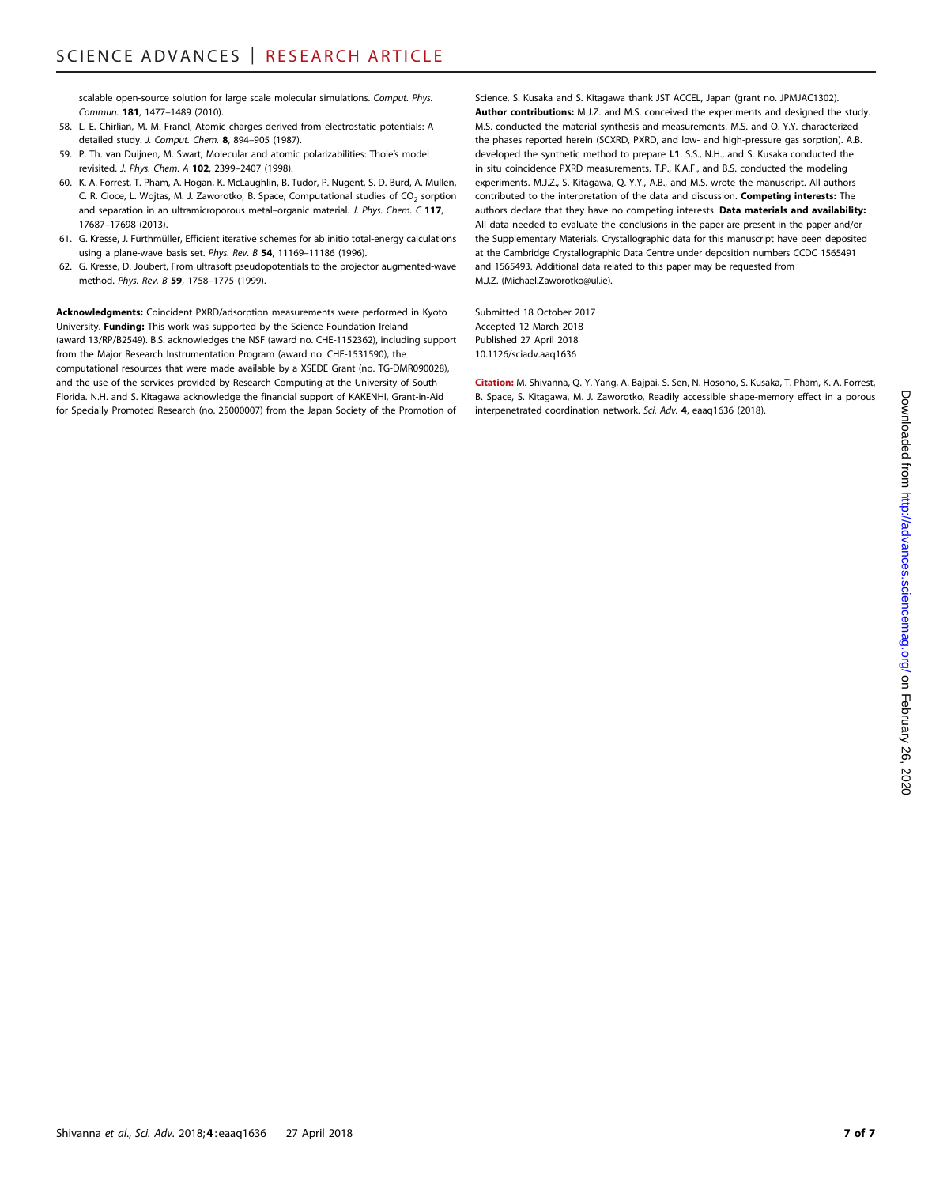scalable open-source solution for large scale molecular simulations. *Comput. Phys. Commun.* **181**, 1477–1489 (2010).

58. L. E. Chirlian, M. M. Francl, Atomic charges derived from electrostatic potentials: A detailed study. *J. Comput. Chem.* **8**, 894–905 (1987).
59. P. Th. van Duijnen, M. Swart, Molecular and atomic polarizabilities: Thole's model revisited. *J. Phys. Chem. A* **102**, 2399–2407 (1998).
60. K. A. Forrest, T. Pham, A. Hogan, K. McLaughlin, B. Tudor, P. Nugent, S. D. Burd, A. Mullen, C. R. Cioce, L. Wojtas, M. J. Zaworotko, B. Space, Computational studies of $CO_2$ sorption and separation in an ultramicroporous metal–organic material. *J. Phys. Chem. C* **117**, 17687–17698 (2013).
61. G. Kresse, J. Furthmüller, Efficient iterative schemes for ab initio total-energy calculations using a plane-wave basis set. *Phys. Rev. B* **54**, 11169–11186 (1996).
62. G. Kresse, D. Joubert, From ultrasoft pseudopotentials to the projector augmented-wave method. *Phys. Rev. B* **59**, 1758–1775 (1999).

**Acknowledgments:** Coincident PXRD/adsorption measurements were performed in Kyoto University. **Funding:** This work was supported by the Science Foundation Ireland (award 13/RP/B2549). B.S. acknowledges the NSF (award no. CHE-1152362), including support from the Major Research Instrumentation Program (award no. CHE-1531590), the computational resources that were made available by a XSEDE Grant (no. TG-DMR090028), and the use of the services provided by Research Computing at the University of South Florida. N.H. and S. Kitagawa acknowledge the financial support of KAKENHI, Grant-in-Aid for Specially Promoted Research (no. 25000007) from the Japan Society of the Promotion of Science. S. Kusaka and S. Kitagawa thank JST ACCEL, Japan (grant no. JPMJAC1302). **Author contributions:** M.J.Z. and M.S. conceived the experiments and designed the study. M.S. conducted the material synthesis and measurements. M.S. and Q.-Y.Y. characterized the phases reported herein (SCXRD, PXRD, and low- and high-pressure gas sorption). A.B. developed the synthetic method to prepare **L1**. S.S., N.H., and S. Kusaka conducted the in situ coincidence PXRD measurements. T.P., K.A.F., and B.S. conducted the modeling experiments. M.J.Z., S. Kitagawa, Q.-Y.Y., A.B., and M.S. wrote the manuscript. All authors contributed to the interpretation of the data and discussion. **Competing interests:** The authors declare that they have no competing interests. **Data materials and availability:** All data needed to evaluate the conclusions in the paper are present in the paper and/or the Supplementary Materials. Crystallographic data for this manuscript have been deposited at the Cambridge Crystallographic Data Centre under deposition numbers CCDC 1565491 and 1565493. Additional data related to this paper may be requested from M.J.Z. (Michael.Zaworotko@ul.ie).

Submitted 18 October 2017
Accepted 12 March 2018
Published 27 April 2018
10.1126/sciadv.aaq1636

**Citation:** M. Shivanna, Q.-Y. Yang, A. Bajpai, S. Sen, N. Hosono, S. Kusaka, T. Pham, K. A. Forrest, B. Space, S. Kitagawa, M. J. Zaworotko, Readily accessible shape-memory effect in a porous interpenetrated coordination network. *Sci. Adv.* **4**, eaaq1636 (2018).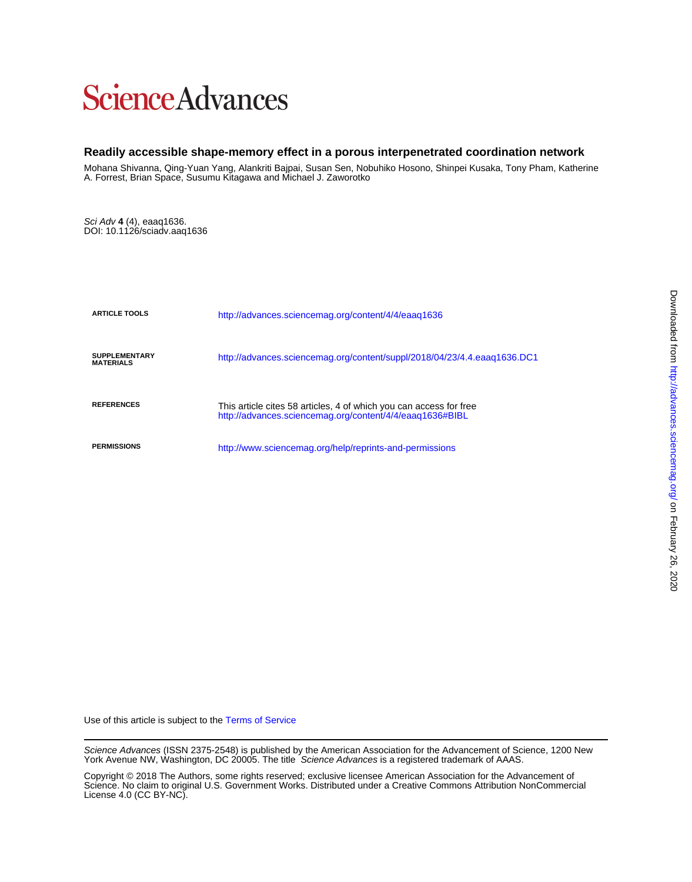# Science Advances

## Readily accessible shape-memory effect in a porous interpenetrated coordination network

Mohana Shivanna, Qing-Yuan Yang, Alankriti Bajpai, Susan Sen, Nobuhiko Hosono, Shinpei Kusaka, Tony Pham, Katherine A. Forrest, Brian Space, Susumu Kitagawa and Michael J. Zaworotko

*Sci Adv* **4** (4), eaaq1636.
DOI: 10.1126/sciadv.aaq1636

| | |
|---|---|
| **ARTICLE TOOLS** | http://advances.sciencemag.org/content/4/4/eaaq1636 |
| **SUPPLEMENTARY MATERIALS** | http://advances.sciencemag.org/content/suppl/2018/04/23/4.4.eaaq1636.DC1 |
| **REFERENCES** | This article cites 58 articles, 4 of which you can access for free http://advances.sciencemag.org/content/4/4/eaaq1636#BIBL |
| **PERMISSIONS** | http://www.sciencemag.org/help/reprints-and-permissions |

Use of this article is subject to the Terms of Service

*Science Advances* (ISSN 2375-2548) is published by the American Association for the Advancement of Science, 1200 New York Avenue NW, Washington, DC 20005. The title *Science Advances* is a registered trademark of AAAS.

Copyright © 2018 The Authors, some rights reserved; exclusive licensee American Association for the Advancement of Science. No claim to original U.S. Government Works. Distributed under a Creative Commons Attribution NonCommercial License 4.0 (CC BY-NC).

Downloaded from http://advances.sciencemag.org/ on February 26, 2020